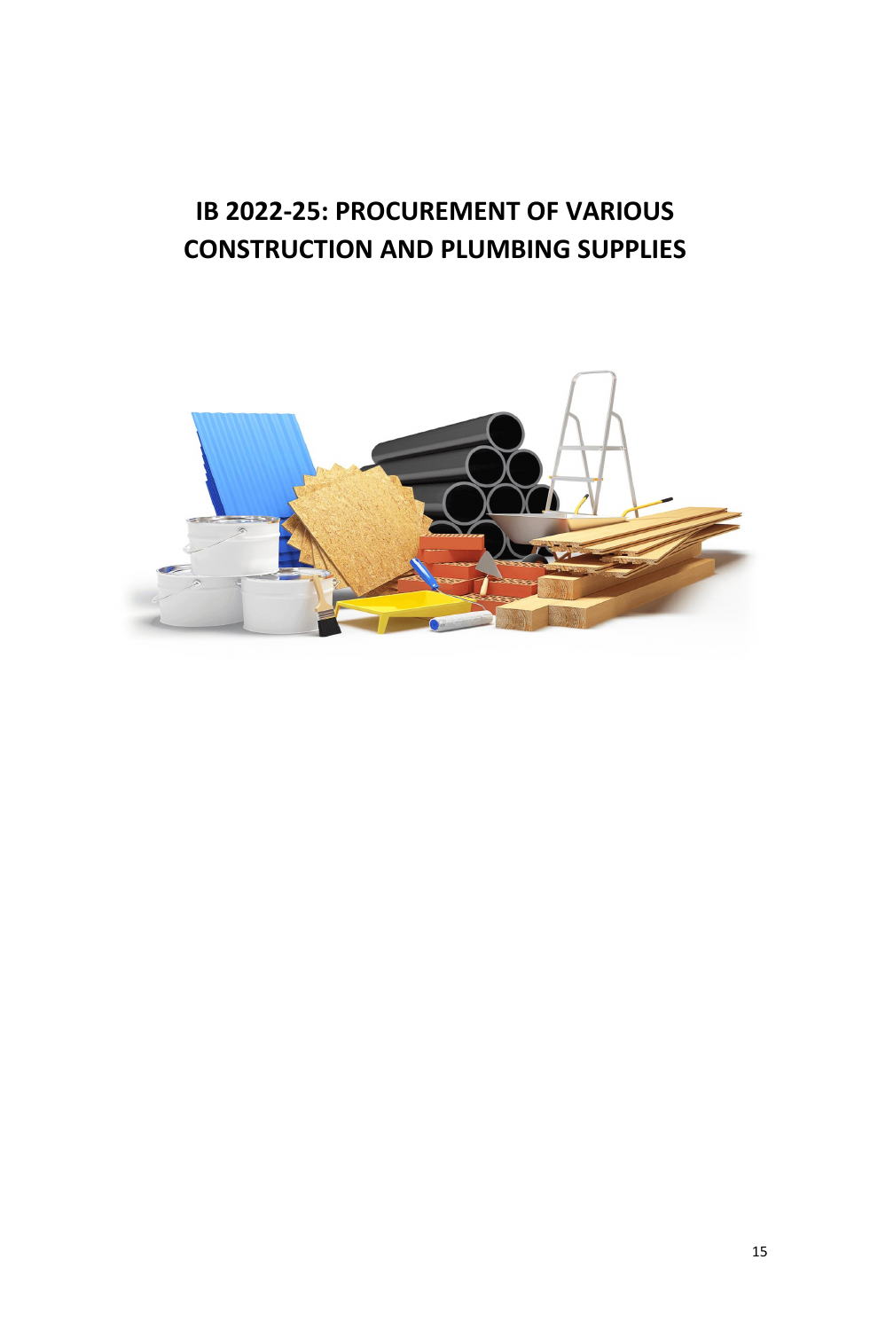# IB 2022-25: PROCUREMENT OF VARIOUS CONSTRUCTION AND PLUMBING SUPPLIES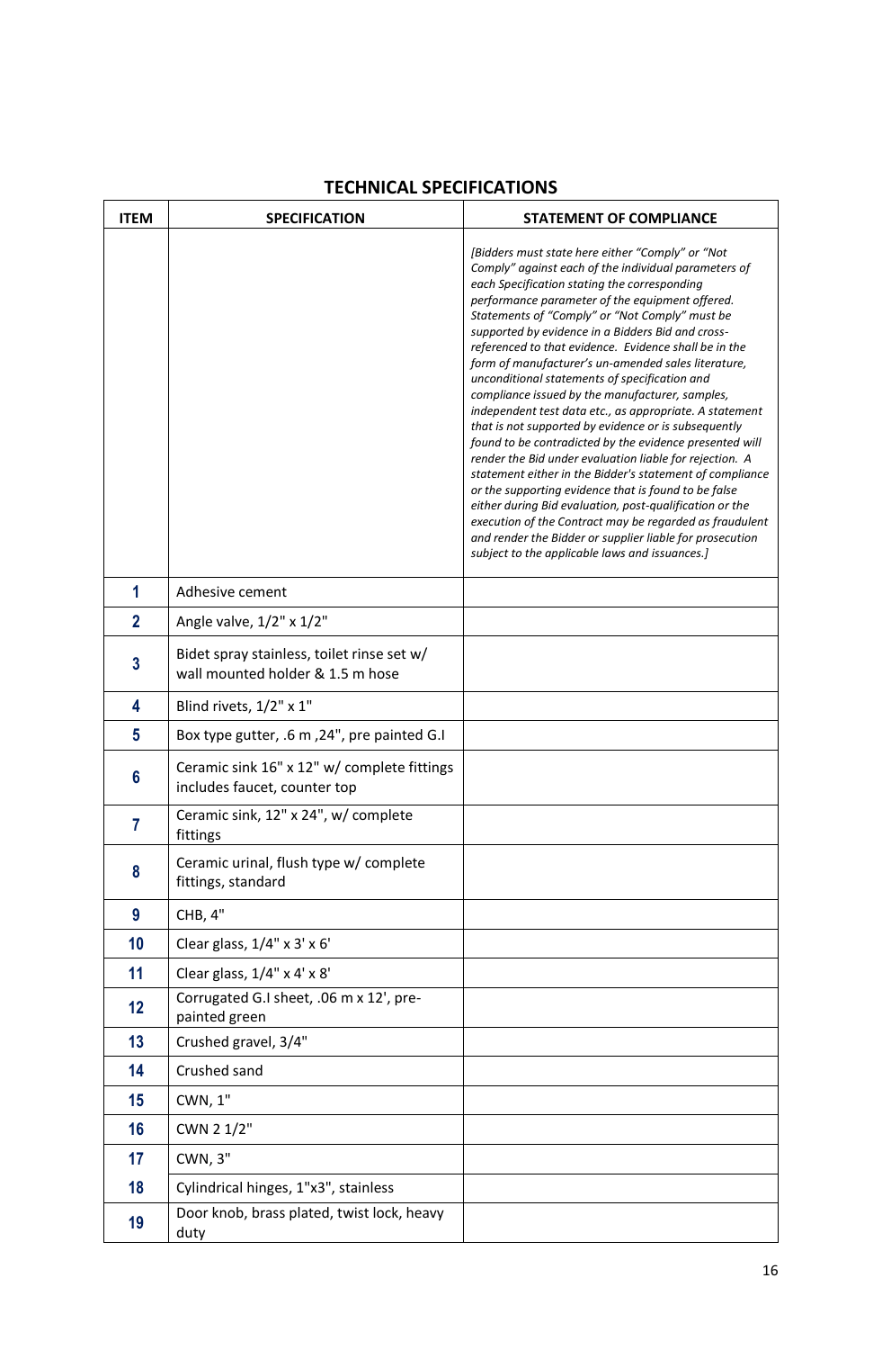## TECHNICAL SPECIFICATIONS

| ITEM | SPECIFICATION | STATEMENT OF COMPLIANCE |
|---|---|---|
| | | *[Bidders must state here either "Comply" or "Not Comply" against each of the individual parameters of each Specification stating the corresponding performance parameter of the equipment offered. Statements of "Comply" or "Not Comply" must be supported by evidence in a Bidders Bid and cross-referenced to that evidence. Evidence shall be in the form of manufacturer's un-amended sales literature, unconditional statements of specification and compliance issued by the manufacturer, samples, independent test data etc., as appropriate. A statement that is not supported by evidence or is subsequently found to be contradicted by the evidence presented will render the Bid under evaluation liable for rejection. A statement either in the Bidder's statement of compliance or the supporting evidence that is found to be false either during Bid evaluation, post-qualification or the execution of the Contract may be regarded as fraudulent and render the Bidder or supplier liable for prosecution subject to the applicable laws and issuances.]* |
| **1** | Adhesive cement | |
| **2** | Angle valve, 1/2" x 1/2" | |
| **3** | Bidet spray stainless, toilet rinse set w/ wall mounted holder & 1.5 m hose | |
| **4** | Blind rivets, 1/2" x 1" | |
| **5** | Box type gutter, .6 m ,24", pre painted G.I | |
| **6** | Ceramic sink 16" x 12" w/ complete fittings includes faucet, counter top | |
| **7** | Ceramic sink, 12" x 24", w/ complete fittings | |
| **8** | Ceramic urinal, flush type w/ complete fittings, standard | |
| **9** | CHB, 4" | |
| **10** | Clear glass, 1/4" x 3' x 6' | |
| **11** | Clear glass, 1/4" x 4' x 8' | |
| **12** | Corrugated G.I sheet, .06 m x 12', pre-painted green | |
| **13** | Crushed gravel, 3/4" | |
| **14** | Crushed sand | |
| **15** | CWN, 1" | |
| **16** | CWN 2 1/2" | |
| **17** | CWN, 3" | |
| **18** | Cylindrical hinges, 1"x3", stainless | |
| **19** | Door knob, brass plated, twist lock, heavy duty | |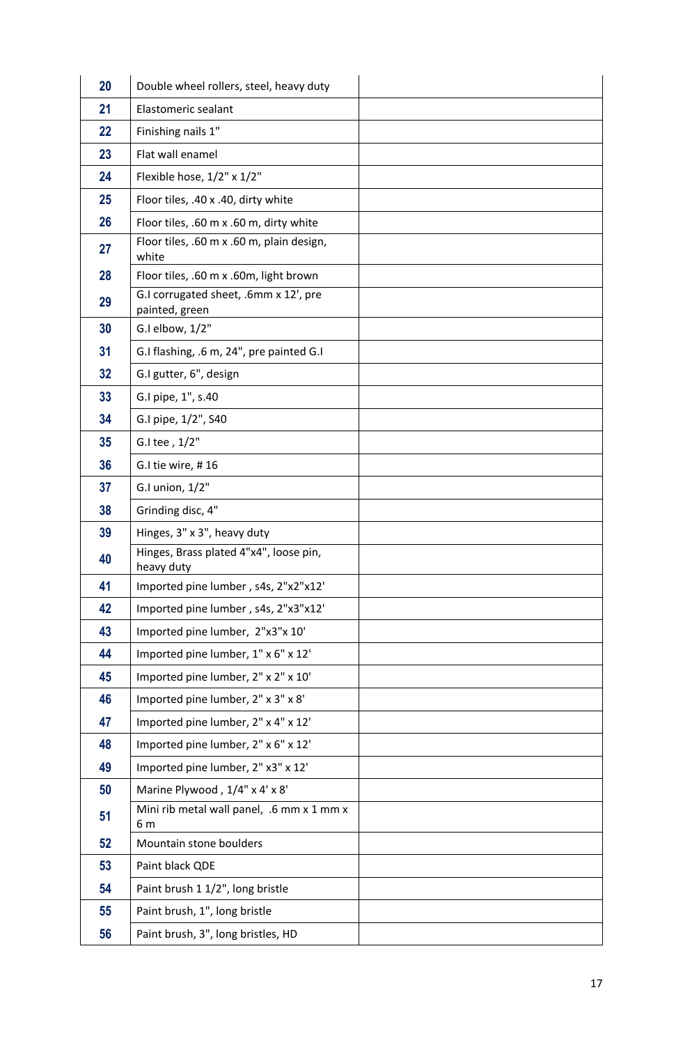| | | |
|---|---|---|
| 20 | Double wheel rollers, steel, heavy duty | |
| 21 | Elastomeric sealant | |
| 22 | Finishing nails 1" | |
| 23 | Flat wall enamel | |
| 24 | Flexible hose, 1/2" x 1/2" | |
| 25 | Floor tiles, .40 x .40, dirty white | |
| 26 | Floor tiles, .60 m x .60 m, dirty white | |
| 27 | Floor tiles, .60 m x .60 m, plain design, white | |
| 28 | Floor tiles, .60 m x .60m, light brown | |
| 29 | G.I corrugated sheet, .6mm x 12', pre painted, green | |
| 30 | G.I elbow, 1/2" | |
| 31 | G.I flashing, .6 m, 24", pre painted G.I | |
| 32 | G.I gutter, 6", design | |
| 33 | G.I pipe, 1", s.40 | |
| 34 | G.I pipe, 1/2", S40 | |
| 35 | G.I tee , 1/2" | |
| 36 | G.I tie wire, # 16 | |
| 37 | G.I union, 1/2" | |
| 38 | Grinding disc, 4" | |
| 39 | Hinges, 3" x 3", heavy duty | |
| 40 | Hinges, Brass plated 4"x4", loose pin, heavy duty | |
| 41 | Imported pine lumber , s4s, 2"x2"x12' | |
| 42 | Imported pine lumber , s4s, 2"x3"x12' | |
| 43 | Imported pine lumber, 2"x3"x 10' | |
| 44 | Imported pine lumber, 1" x 6" x 12' | |
| 45 | Imported pine lumber, 2" x 2" x 10' | |
| 46 | Imported pine lumber, 2" x 3" x 8' | |
| 47 | Imported pine lumber, 2" x 4" x 12' | |
| 48 | Imported pine lumber, 2" x 6" x 12' | |
| 49 | Imported pine lumber, 2" x3" x 12' | |
| 50 | Marine Plywood , 1/4" x 4' x 8' | |
| 51 | Mini rib metal wall panel, .6 mm x 1 mm x 6 m | |
| 52 | Mountain stone boulders | |
| 53 | Paint black QDE | |
| 54 | Paint brush 1 1/2", long bristle | |
| 55 | Paint brush, 1", long bristle | |
| 56 | Paint brush, 3", long bristles, HD | |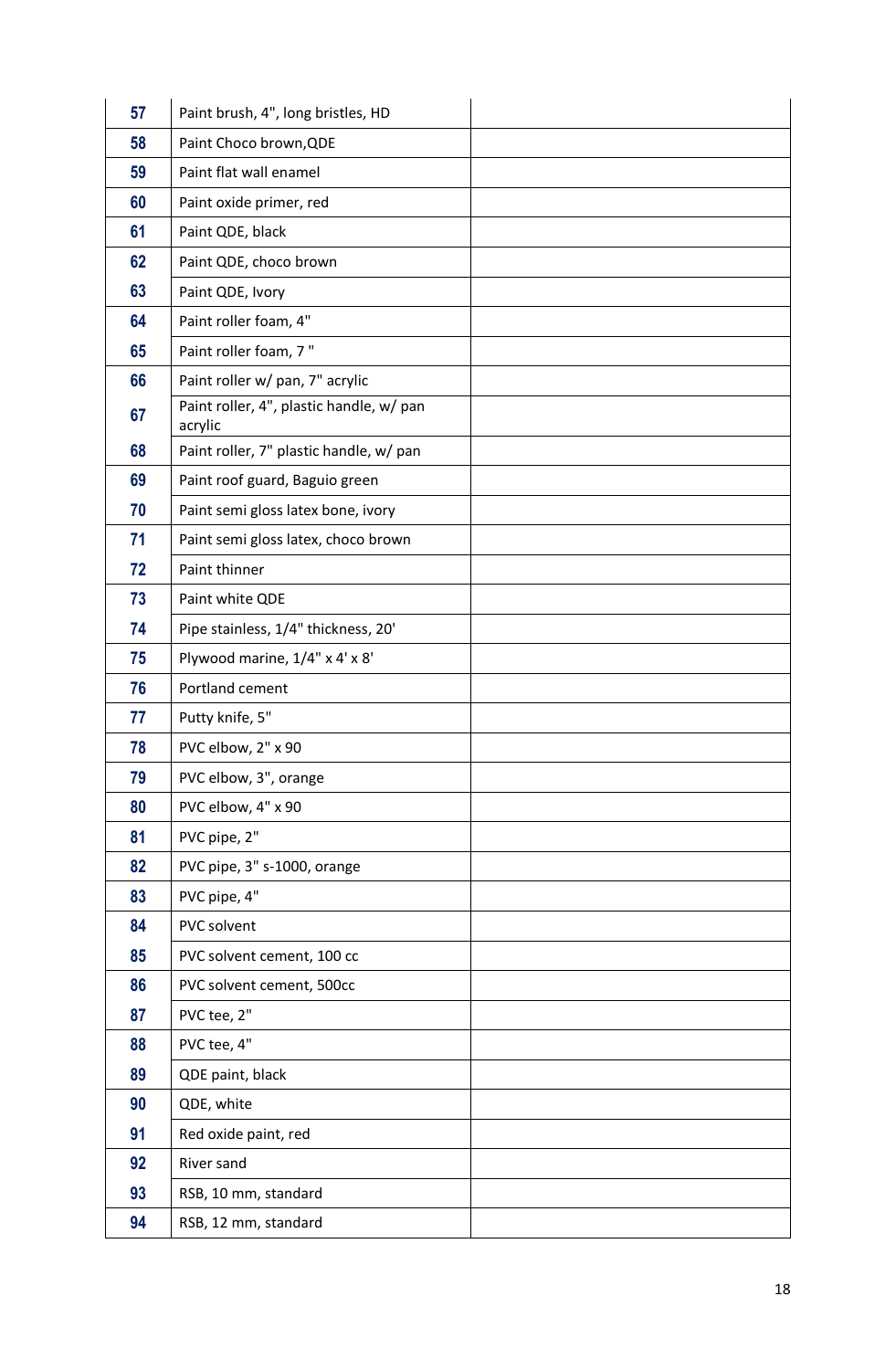| | | |
|---|---|---|
| 57 | Paint brush, 4", long bristles, HD | |
| 58 | Paint Choco brown,QDE | |
| 59 | Paint flat wall enamel | |
| 60 | Paint oxide primer, red | |
| 61 | Paint QDE, black | |
| 62 | Paint QDE, choco brown | |
| 63 | Paint QDE, Ivory | |
| 64 | Paint roller foam, 4" | |
| 65 | Paint roller foam, 7 " | |
| 66 | Paint roller w/ pan, 7" acrylic | |
| 67 | Paint roller, 4", plastic handle, w/ pan acrylic | |
| 68 | Paint roller, 7" plastic handle, w/ pan | |
| 69 | Paint roof guard, Baguio green | |
| 70 | Paint semi gloss latex bone, ivory | |
| 71 | Paint semi gloss latex, choco brown | |
| 72 | Paint thinner | |
| 73 | Paint white QDE | |
| 74 | Pipe stainless, 1/4" thickness, 20' | |
| 75 | Plywood marine, 1/4" x 4' x 8' | |
| 76 | Portland cement | |
| 77 | Putty knife, 5" | |
| 78 | PVC elbow, 2" x 90 | |
| 79 | PVC elbow, 3", orange | |
| 80 | PVC elbow, 4" x 90 | |
| 81 | PVC pipe, 2" | |
| 82 | PVC pipe, 3" s-1000, orange | |
| 83 | PVC pipe, 4" | |
| 84 | PVC solvent | |
| 85 | PVC solvent cement, 100 cc | |
| 86 | PVC solvent cement, 500cc | |
| 87 | PVC tee, 2" | |
| 88 | PVC tee, 4" | |
| 89 | QDE paint, black | |
| 90 | QDE, white | |
| 91 | Red oxide paint, red | |
| 92 | River sand | |
| 93 | RSB, 10 mm, standard | |
| 94 | RSB, 12 mm, standard | |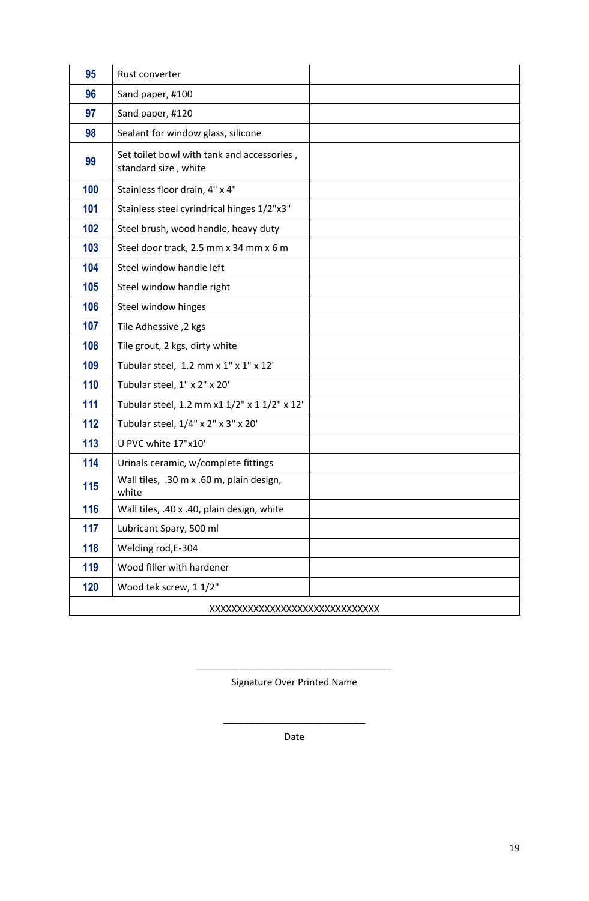| | | |
|---|---|---|
| **95** | Rust converter | |
| **96** | Sand paper, #100 | |
| **97** | Sand paper, #120 | |
| **98** | Sealant for window glass, silicone | |
| **99** | Set toilet bowl with tank and accessories , standard size , white | |
| **100** | Stainless floor drain, 4" x 4" | |
| **101** | Stainless steel cyrindrical hinges 1/2"x3" | |
| **102** | Steel brush, wood handle, heavy duty | |
| **103** | Steel door track, 2.5 mm x 34 mm x 6 m | |
| **104** | Steel window handle left | |
| **105** | Steel window handle right | |
| **106** | Steel window hinges | |
| **107** | Tile Adhessive ,2 kgs | |
| **108** | Tile grout, 2 kgs, dirty white | |
| **109** | Tubular steel, 1.2 mm x 1" x 1" x 12' | |
| **110** | Tubular steel, 1" x 2" x 20' | |
| **111** | Tubular steel, 1.2 mm x1 1/2" x 1 1/2" x 12' | |
| **112** | Tubular steel, 1/4" x 2" x 3" x 20' | |
| **113** | U PVC white 17"x10' | |
| **114** | Urinals ceramic, w/complete fittings | |
| **115** | Wall tiles, .30 m x .60 m, plain design, white | |
| **116** | Wall tiles, .40 x .40, plain design, white | |
| **117** | Lubricant Spary, 500 ml | |
| **118** | Welding rod,E-304 | |
| **119** | Wood filler with hardener | |
| **120** | Wood tek screw, 1 1/2" | |
| XXXXXXXXXXXXXXXXXXXXXXXXXXXXXXXX | | |

_______________________________________

Signature Over Printed Name

____________________________

Date